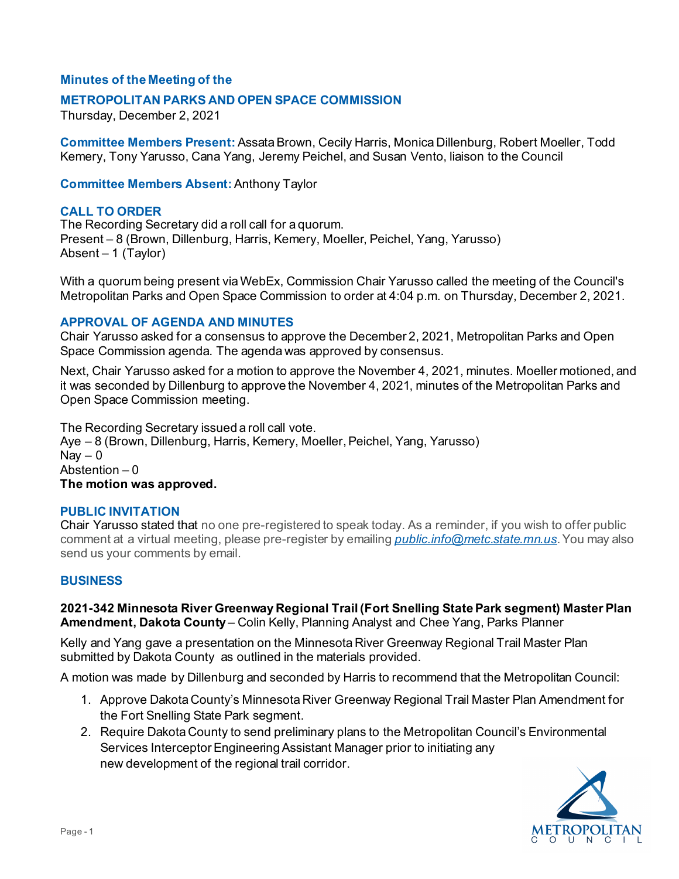**Minutes of the Meeting of the**

## METROPOLITAN PARKS AND OPEN SPACE COMMISSION

Thursday, December 2, 2021

**Committee Members Present:** Assata Brown, Cecily Harris, Monica Dillenburg, Robert Moeller, Todd Kemery, Tony Yarusso, Cana Yang, Jeremy Peichel, and Susan Vento, liaison to the Council

**Committee Members Absent:** Anthony Taylor

### CALL TO ORDER

The Recording Secretary did a roll call for a quorum.
Present – 8 (Brown, Dillenburg, Harris, Kemery, Moeller, Peichel, Yang, Yarusso)
Absent – 1 (Taylor)

With a quorum being present via WebEx, Commission Chair Yarusso called the meeting of the Council's Metropolitan Parks and Open Space Commission to order at 4:04 p.m. on Thursday, December 2, 2021.

### APPROVAL OF AGENDA AND MINUTES

Chair Yarusso asked for a consensus to approve the December 2, 2021, Metropolitan Parks and Open Space Commission agenda. The agenda was approved by consensus.

Next, Chair Yarusso asked for a motion to approve the November 4, 2021, minutes. Moeller motioned, and it was seconded by Dillenburg to approve the November 4, 2021, minutes of the Metropolitan Parks and Open Space Commission meeting.

The Recording Secretary issued a roll call vote.
Aye – 8 (Brown, Dillenburg, Harris, Kemery, Moeller, Peichel, Yang, Yarusso)
Nay – 0
Abstention – 0
**The motion was approved.**

### PUBLIC INVITATION

Chair Yarusso stated that no one pre-registered to speak today. As a reminder, if you wish to offer public comment at a virtual meeting, please pre-register by emailing *public.info@metc.state.mn.us*. You may also send us your comments by email.

### BUSINESS

**2021-342 Minnesota River Greenway Regional Trail (Fort Snelling State Park segment) Master Plan Amendment, Dakota County** – Colin Kelly, Planning Analyst and Chee Yang, Parks Planner

Kelly and Yang gave a presentation on the Minnesota River Greenway Regional Trail Master Plan submitted by Dakota County as outlined in the materials provided.

A motion was made by Dillenburg and seconded by Harris to recommend that the Metropolitan Council:

1. Approve Dakota County's Minnesota River Greenway Regional Trail Master Plan Amendment for the Fort Snelling State Park segment.
2. Require Dakota County to send preliminary plans to the Metropolitan Council's Environmental Services Interceptor Engineering Assistant Manager prior to initiating any new development of the regional trail corridor.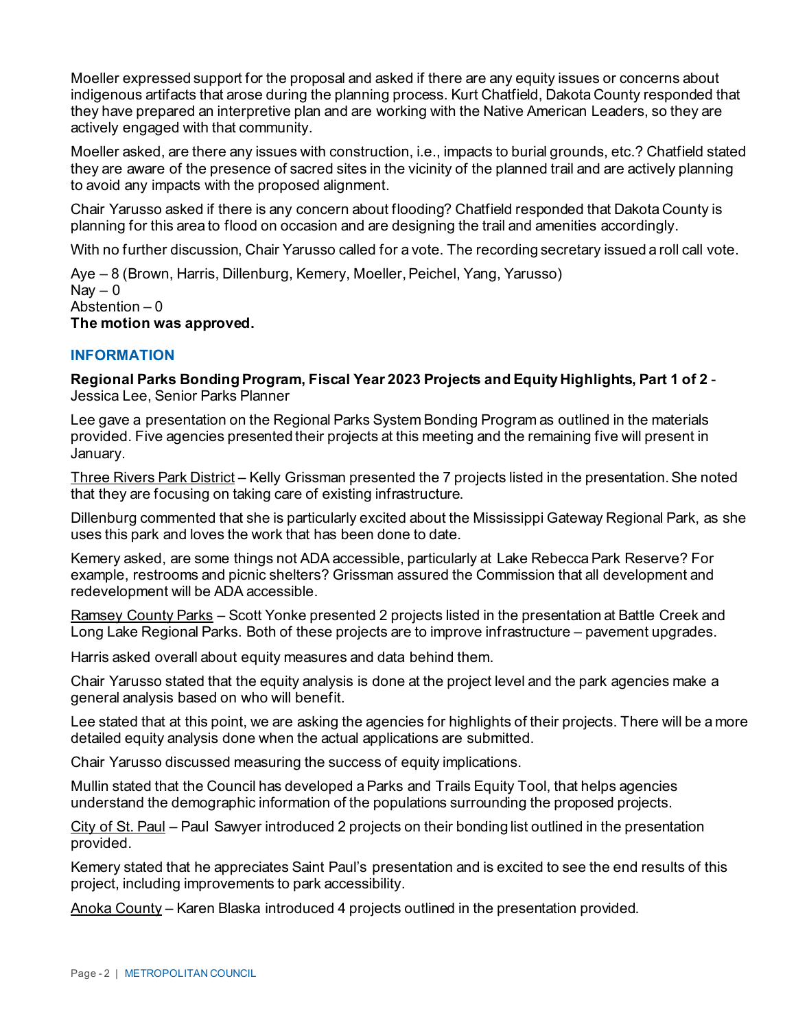Moeller expressed support for the proposal and asked if there are any equity issues or concerns about indigenous artifacts that arose during the planning process. Kurt Chatfield, Dakota County responded that they have prepared an interpretive plan and are working with the Native American Leaders, so they are actively engaged with that community.

Moeller asked, are there any issues with construction, i.e., impacts to burial grounds, etc.? Chatfield stated they are aware of the presence of sacred sites in the vicinity of the planned trail and are actively planning to avoid any impacts with the proposed alignment.

Chair Yarusso asked if there is any concern about flooding? Chatfield responded that Dakota County is planning for this area to flood on occasion and are designing the trail and amenities accordingly.

With no further discussion, Chair Yarusso called for a vote. The recording secretary issued a roll call vote.

Aye – 8 (Brown, Harris, Dillenburg, Kemery, Moeller, Peichel, Yang, Yarusso)
Nay – 0
Abstention – 0
**The motion was approved.**

## INFORMATION

**Regional Parks Bonding Program, Fiscal Year 2023 Projects and Equity Highlights, Part 1 of 2** - Jessica Lee, Senior Parks Planner

Lee gave a presentation on the Regional Parks System Bonding Program as outlined in the materials provided. Five agencies presented their projects at this meeting and the remaining five will present in January.

<u>Three Rivers Park District</u> – Kelly Grissman presented the 7 projects listed in the presentation. She noted that they are focusing on taking care of existing infrastructure.

Dillenburg commented that she is particularly excited about the Mississippi Gateway Regional Park, as she uses this park and loves the work that has been done to date.

Kemery asked, are some things not ADA accessible, particularly at Lake Rebecca Park Reserve? For example, restrooms and picnic shelters? Grissman assured the Commission that all development and redevelopment will be ADA accessible.

<u>Ramsey County Parks</u> – Scott Yonke presented 2 projects listed in the presentation at Battle Creek and Long Lake Regional Parks. Both of these projects are to improve infrastructure – pavement upgrades.

Harris asked overall about equity measures and data behind them.

Chair Yarusso stated that the equity analysis is done at the project level and the park agencies make a general analysis based on who will benefit.

Lee stated that at this point, we are asking the agencies for highlights of their projects. There will be a more detailed equity analysis done when the actual applications are submitted.

Chair Yarusso discussed measuring the success of equity implications.

Mullin stated that the Council has developed a Parks and Trails Equity Tool, that helps agencies understand the demographic information of the populations surrounding the proposed projects.

<u>City of St. Paul</u> – Paul Sawyer introduced 2 projects on their bonding list outlined in the presentation provided.

Kemery stated that he appreciates Saint Paul's presentation and is excited to see the end results of this project, including improvements to park accessibility.

<u>Anoka County</u> – Karen Blaska introduced 4 projects outlined in the presentation provided.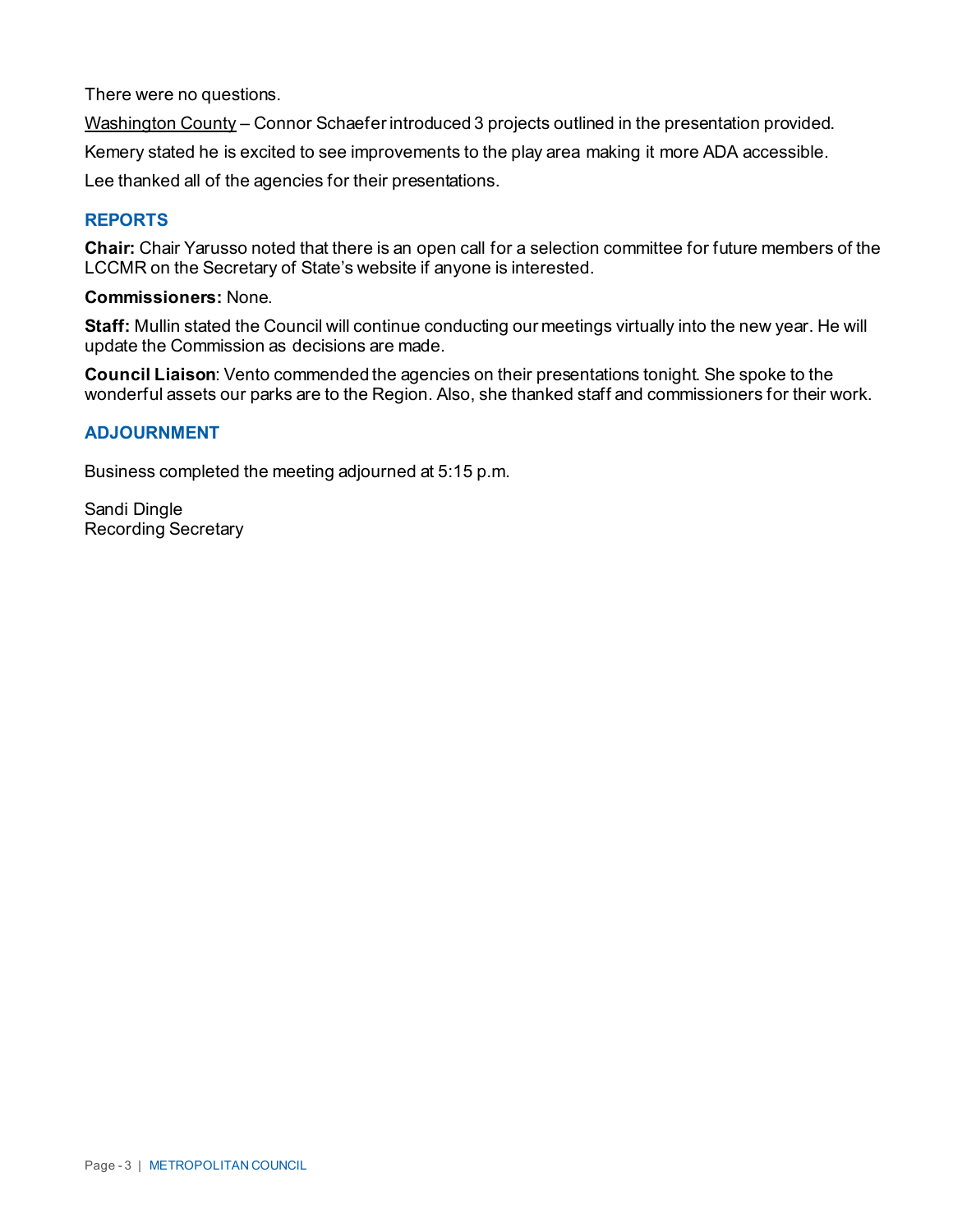There were no questions.

<u>Washington County</u> – Connor Schaefer introduced 3 projects outlined in the presentation provided.

Kemery stated he is excited to see improvements to the play area making it more ADA accessible.

Lee thanked all of the agencies for their presentations.

## REPORTS

**Chair:** Chair Yarusso noted that there is an open call for a selection committee for future members of the LCCMR on the Secretary of State's website if anyone is interested.

**Commissioners:** None.

**Staff:** Mullin stated the Council will continue conducting our meetings virtually into the new year. He will update the Commission as decisions are made.

**Council Liaison**: Vento commended the agencies on their presentations tonight. She spoke to the wonderful assets our parks are to the Region. Also, she thanked staff and commissioners for their work.

## ADJOURNMENT

Business completed the meeting adjourned at 5:15 p.m.

Sandi Dingle
Recording Secretary